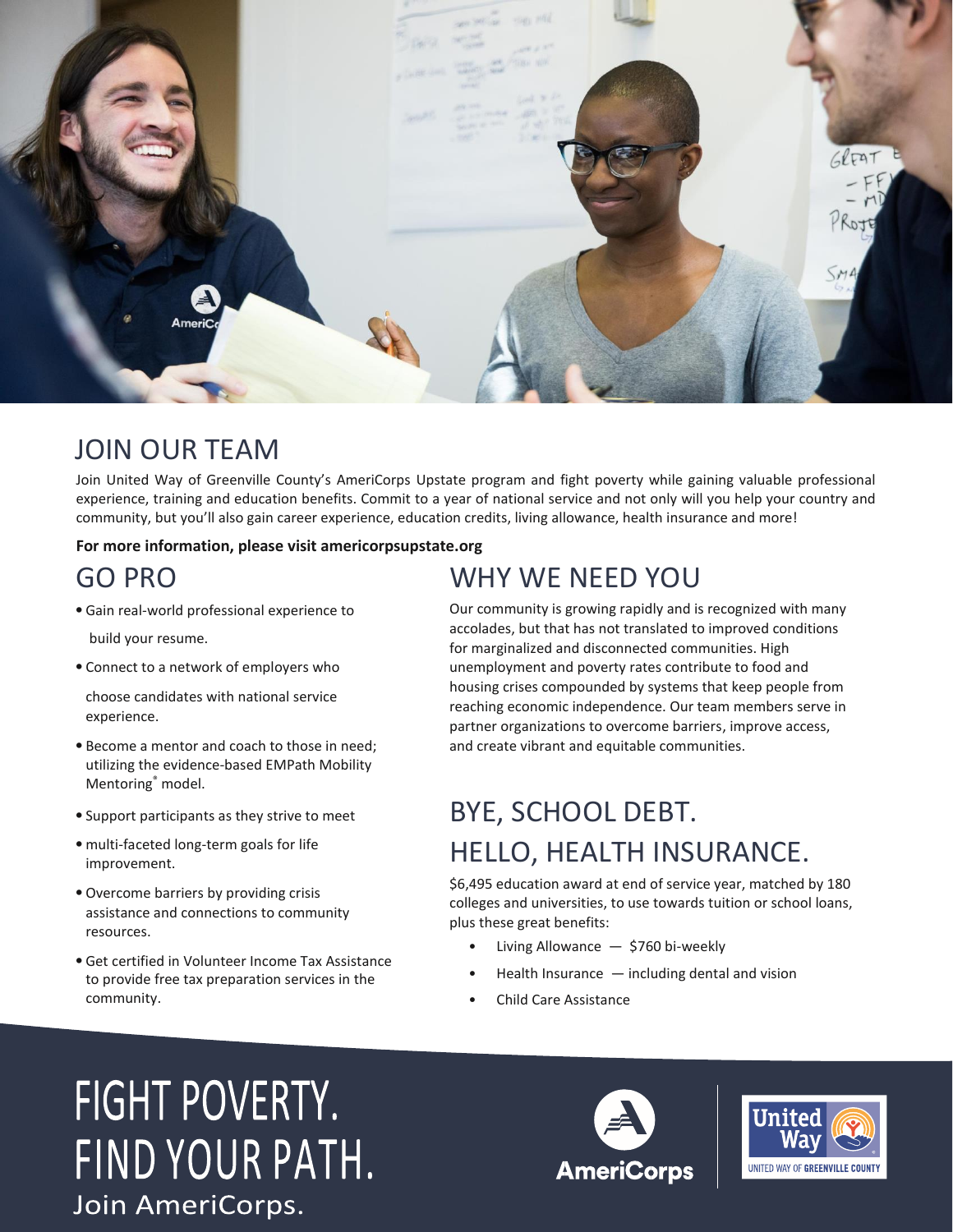## JOIN OUR TEAM

Join United Way of Greenville County's AmeriCorps Upstate program and fight poverty while gaining valuable professional experience, training and education benefits. Commit to a year of national service and not only will you help your country and community, but you'll also gain career experience, education credits, living allowance, health insurance and more!

**For more information, please visit americorpsupstate.org**

## GO PRO

- Gain real-world professional experience to build your resume.
- Connect to a network of employers who choose candidates with national service experience.
- Become a mentor and coach to those in need; utilizing the evidence-based EMPath Mobility Mentoring® model.
- Support participants as they strive to meet
- multi-faceted long-term goals for life improvement.
- Overcome barriers by providing crisis assistance and connections to community resources.
- Get certified in Volunteer Income Tax Assistance to provide free tax preparation services in the community.

## WHY WE NEED YOU

Our community is growing rapidly and is recognized with many accolades, but that has not translated to improved conditions for marginalized and disconnected communities. High unemployment and poverty rates contribute to food and housing crises compounded by systems that keep people from reaching economic independence. Our team members serve in partner organizations to overcome barriers, improve access, and create vibrant and equitable communities.

## BYE, SCHOOL DEBT.
## HELLO, HEALTH INSURANCE.

$6,495 education award at end of service year, matched by 180 colleges and universities, to use towards tuition or school loans, plus these great benefits:

- Living Allowance — $760 bi-weekly
- Health Insurance — including dental and vision
- Child Care Assistance

# FIGHT POVERTY.
# FIND YOUR PATH.

Join AmeriCorps.

AmeriCorps

United Way
UNITED WAY OF GREENVILLE COUNTY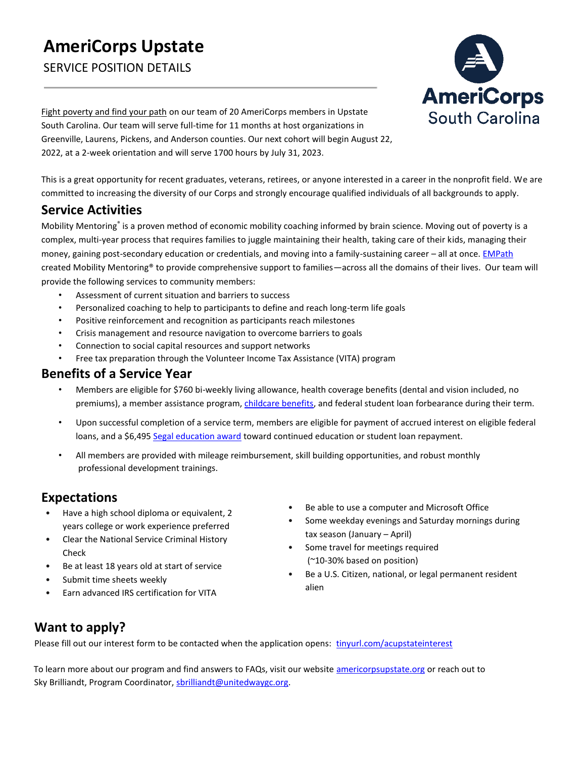# AmeriCorps Upstate

SERVICE POSITION DETAILS

AmeriCorps South Carolina

Fight poverty and find your path on our team of 20 AmeriCorps members in Upstate South Carolina. Our team will serve full-time for 11 months at host organizations in Greenville, Laurens, Pickens, and Anderson counties. Our next cohort will begin August 22, 2022, at a 2-week orientation and will serve 1700 hours by July 31, 2023.

This is a great opportunity for recent graduates, veterans, retirees, or anyone interested in a career in the nonprofit field. We are committed to increasing the diversity of our Corps and strongly encourage qualified individuals of all backgrounds to apply.

## Service Activities

Mobility Mentoring® is a proven method of economic mobility coaching informed by brain science. Moving out of poverty is a complex, multi-year process that requires families to juggle maintaining their health, taking care of their kids, managing their money, gaining post-secondary education or credentials, and moving into a family-sustaining career – all at once. EMPath created Mobility Mentoring® to provide comprehensive support to families—across all the domains of their lives. Our team will provide the following services to community members:

- Assessment of current situation and barriers to success
- Personalized coaching to help to participants to define and reach long-term life goals
- Positive reinforcement and recognition as participants reach milestones
- Crisis management and resource navigation to overcome barriers to goals
- Connection to social capital resources and support networks
- Free tax preparation through the Volunteer Income Tax Assistance (VITA) program

## Benefits of a Service Year

- Members are eligible for $760 bi-weekly living allowance, health coverage benefits (dental and vision included, no premiums), a member assistance program, childcare benefits, and federal student loan forbearance during their term.
- Upon successful completion of a service term, members are eligible for payment of accrued interest on eligible federal loans, and a $6,495 Segal education award toward continued education or student loan repayment.
- All members are provided with mileage reimbursement, skill building opportunities, and robust monthly professional development trainings.

## Expectations

- Have a high school diploma or equivalent, 2 years college or work experience preferred
- Clear the National Service Criminal History Check
- Be at least 18 years old at start of service
- Submit time sheets weekly
- Earn advanced IRS certification for VITA
- Be able to use a computer and Microsoft Office
- Some weekday evenings and Saturday mornings during tax season (January – April)
- Some travel for meetings required (~10-30% based on position)
- Be a U.S. Citizen, national, or legal permanent resident alien

## Want to apply?

Please fill out our interest form to be contacted when the application opens: tinyurl.com/acupstateinterest

To learn more about our program and find answers to FAQs, visit our website americorpsupstate.org or reach out to Sky Brilliandt, Program Coordinator, sbrilliandt@unitedwaygc.org.